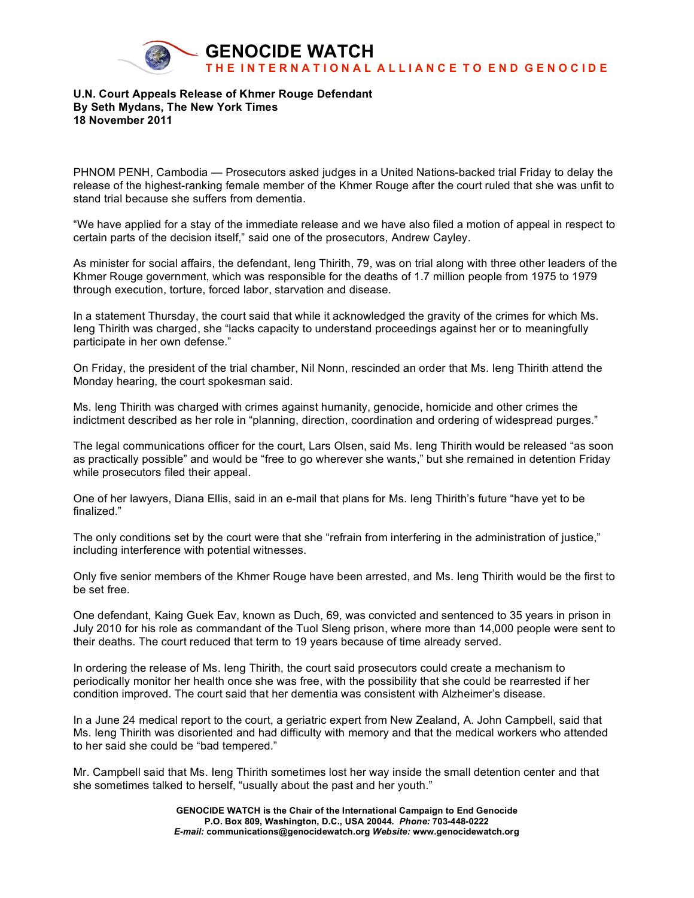# GENOCIDE WATCH

**THE INTERNATIONAL ALLIANCE TO END GENOCIDE**

**U.N. Court Appeals Release of Khmer Rouge Defendant**
**By Seth Mydans, The New York Times**
**18 November 2011**

PHNOM PENH, Cambodia — Prosecutors asked judges in a United Nations-backed trial Friday to delay the release of the highest-ranking female member of the Khmer Rouge after the court ruled that she was unfit to stand trial because she suffers from dementia.

"We have applied for a stay of the immediate release and we have also filed a motion of appeal in respect to certain parts of the decision itself," said one of the prosecutors, Andrew Cayley.

As minister for social affairs, the defendant, Ieng Thirith, 79, was on trial along with three other leaders of the Khmer Rouge government, which was responsible for the deaths of 1.7 million people from 1975 to 1979 through execution, torture, forced labor, starvation and disease.

In a statement Thursday, the court said that while it acknowledged the gravity of the crimes for which Ms. Ieng Thirith was charged, she "lacks capacity to understand proceedings against her or to meaningfully participate in her own defense."

On Friday, the president of the trial chamber, Nil Nonn, rescinded an order that Ms. Ieng Thirith attend the Monday hearing, the court spokesman said.

Ms. Ieng Thirith was charged with crimes against humanity, genocide, homicide and other crimes the indictment described as her role in "planning, direction, coordination and ordering of widespread purges."

The legal communications officer for the court, Lars Olsen, said Ms. Ieng Thirith would be released "as soon as practically possible" and would be "free to go wherever she wants," but she remained in detention Friday while prosecutors filed their appeal.

One of her lawyers, Diana Ellis, said in an e-mail that plans for Ms. Ieng Thirith's future "have yet to be finalized."

The only conditions set by the court were that she "refrain from interfering in the administration of justice," including interference with potential witnesses.

Only five senior members of the Khmer Rouge have been arrested, and Ms. Ieng Thirith would be the first to be set free.

One defendant, Kaing Guek Eav, known as Duch, 69, was convicted and sentenced to 35 years in prison in July 2010 for his role as commandant of the Tuol Sleng prison, where more than 14,000 people were sent to their deaths. The court reduced that term to 19 years because of time already served.

In ordering the release of Ms. Ieng Thirith, the court said prosecutors could create a mechanism to periodically monitor her health once she was free, with the possibility that she could be rearrested if her condition improved. The court said that her dementia was consistent with Alzheimer's disease.

In a June 24 medical report to the court, a geriatric expert from New Zealand, A. John Campbell, said that Ms. Ieng Thirith was disoriented and had difficulty with memory and that the medical workers who attended to her said she could be "bad tempered."

Mr. Campbell said that Ms. Ieng Thirith sometimes lost her way inside the small detention center and that she sometimes talked to herself, "usually about the past and her youth."

**GENOCIDE WATCH is the Chair of the International Campaign to End Genocide**
**P.O. Box 809, Washington, D.C., USA 20044.** ***Phone:*** **703-448-0222**
***E-mail:*** **communications@genocidewatch.org** ***Website:*** **www.genocidewatch.org**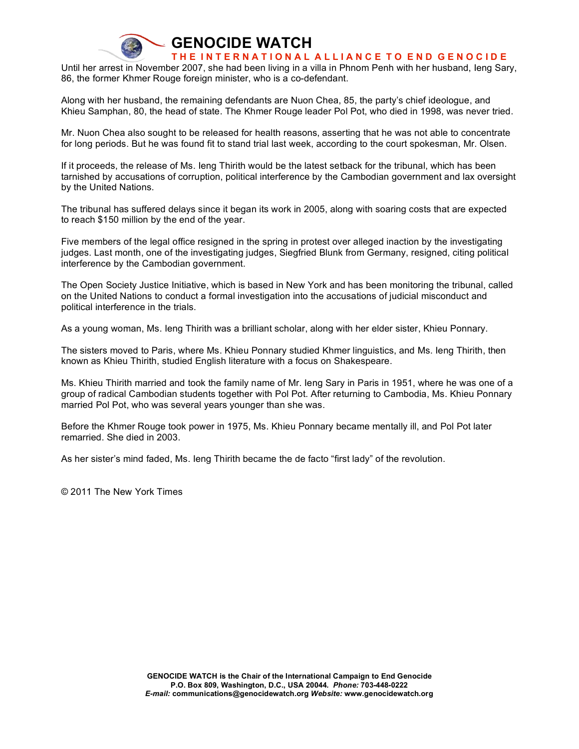Until her arrest in November 2007, she had been living in a villa in Phnom Penh with her husband, Ieng Sary, 86, the former Khmer Rouge foreign minister, who is a co-defendant.

Along with her husband, the remaining defendants are Nuon Chea, 85, the party's chief ideologue, and Khieu Samphan, 80, the head of state. The Khmer Rouge leader Pol Pot, who died in 1998, was never tried.

Mr. Nuon Chea also sought to be released for health reasons, asserting that he was not able to concentrate for long periods. But he was found fit to stand trial last week, according to the court spokesman, Mr. Olsen.

If it proceeds, the release of Ms. Ieng Thirith would be the latest setback for the tribunal, which has been tarnished by accusations of corruption, political interference by the Cambodian government and lax oversight by the United Nations.

The tribunal has suffered delays since it began its work in 2005, along with soaring costs that are expected to reach $150 million by the end of the year.

Five members of the legal office resigned in the spring in protest over alleged inaction by the investigating judges. Last month, one of the investigating judges, Siegfried Blunk from Germany, resigned, citing political interference by the Cambodian government.

The Open Society Justice Initiative, which is based in New York and has been monitoring the tribunal, called on the United Nations to conduct a formal investigation into the accusations of judicial misconduct and political interference in the trials.

As a young woman, Ms. Ieng Thirith was a brilliant scholar, along with her elder sister, Khieu Ponnary.

The sisters moved to Paris, where Ms. Khieu Ponnary studied Khmer linguistics, and Ms. Ieng Thirith, then known as Khieu Thirith, studied English literature with a focus on Shakespeare.

Ms. Khieu Thirith married and took the family name of Mr. Ieng Sary in Paris in 1951, where he was one of a group of radical Cambodian students together with Pol Pot. After returning to Cambodia, Ms. Khieu Ponnary married Pol Pot, who was several years younger than she was.

Before the Khmer Rouge took power in 1975, Ms. Khieu Ponnary became mentally ill, and Pol Pot later remarried. She died in 2003.

As her sister's mind faded, Ms. Ieng Thirith became the de facto "first lady" of the revolution.

© 2011 The New York Times